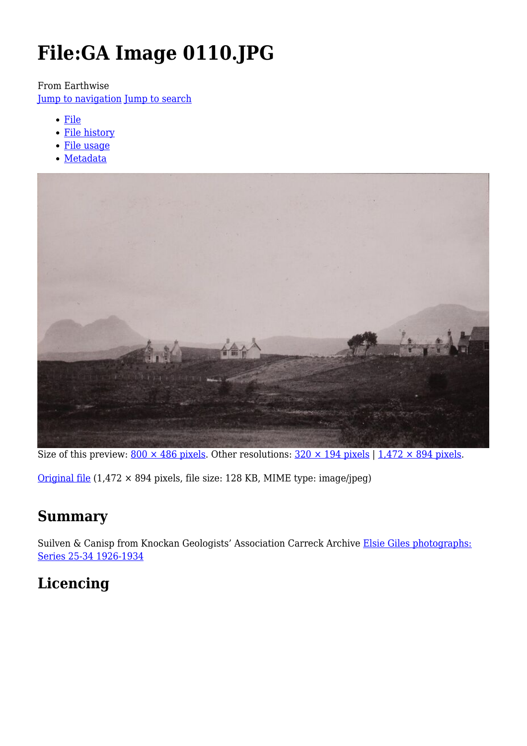# File:GA Image 0110.JPG

From Earthwise
Jump to navigation Jump to search

- File
- File history
- File usage
- Metadata

Size of this preview: 800 × 486 pixels. Other resolutions: 320 × 194 pixels | 1,472 × 894 pixels.

Original file (1,472 × 894 pixels, file size: 128 KB, MIME type: image/jpeg)

## Summary

Suilven & Canisp from Knockan Geologists' Association Carreck Archive Elsie Giles photographs: Series 25-34 1926-1934

## Licencing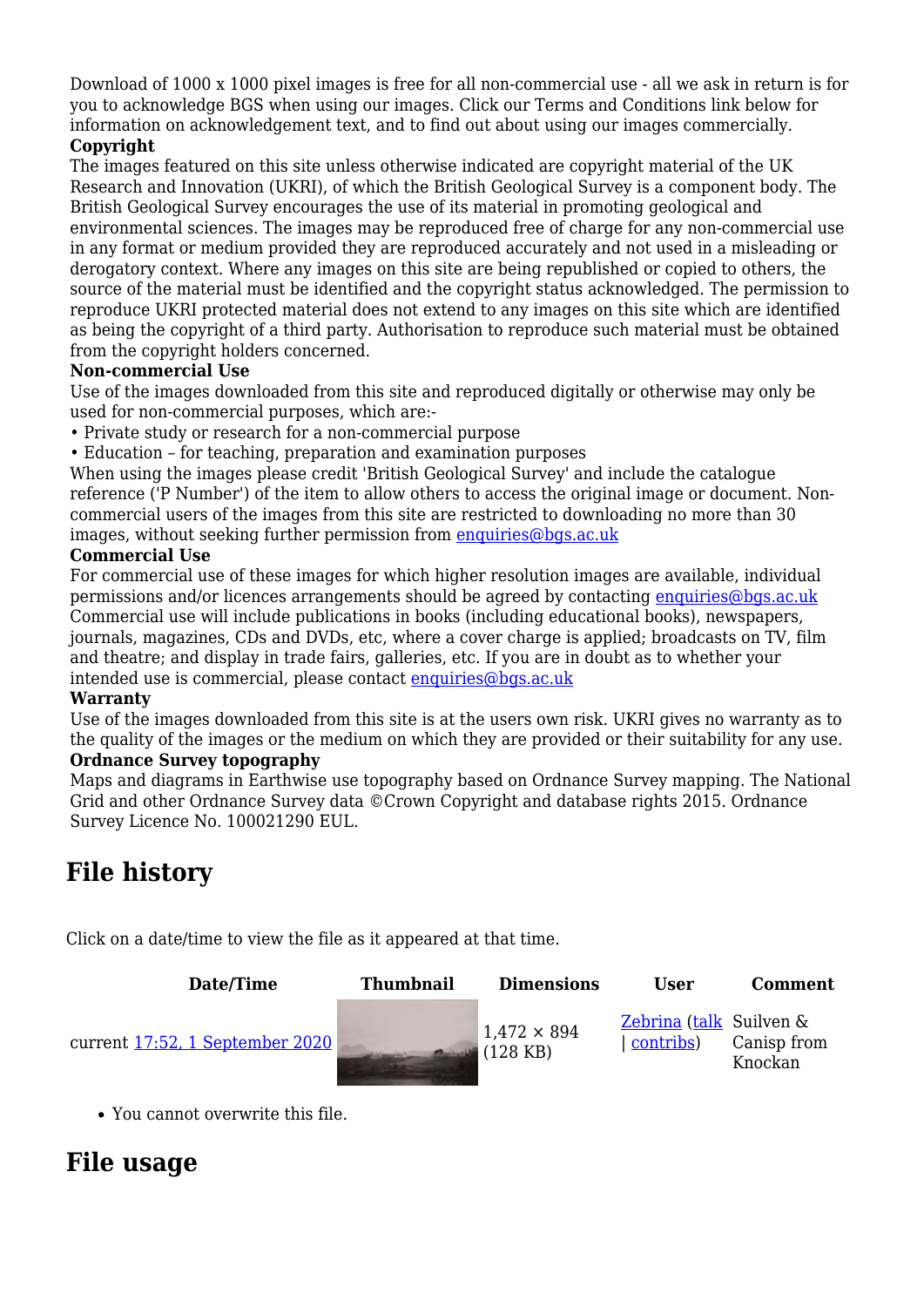Download of 1000 x 1000 pixel images is free for all non-commercial use - all we ask in return is for you to acknowledge BGS when using our images. Click our Terms and Conditions link below for information on acknowledgement text, and to find out about using our images commercially.

**Copyright**

The images featured on this site unless otherwise indicated are copyright material of the UK Research and Innovation (UKRI), of which the British Geological Survey is a component body. The British Geological Survey encourages the use of its material in promoting geological and environmental sciences. The images may be reproduced free of charge for any non-commercial use in any format or medium provided they are reproduced accurately and not used in a misleading or derogatory context. Where any images on this site are being republished or copied to others, the source of the material must be identified and the copyright status acknowledged. The permission to reproduce UKRI protected material does not extend to any images on this site which are identified as being the copyright of a third party. Authorisation to reproduce such material must be obtained from the copyright holders concerned.

**Non-commercial Use**

Use of the images downloaded from this site and reproduced digitally or otherwise may only be used for non-commercial purposes, which are:-

- Private study or research for a non-commercial purpose
- Education – for teaching, preparation and examination purposes

When using the images please credit 'British Geological Survey' and include the catalogue reference ('P Number') of the item to allow others to access the original image or document. Non-commercial users of the images from this site are restricted to downloading no more than 30 images, without seeking further permission from enquiries@bgs.ac.uk

**Commercial Use**

For commercial use of these images for which higher resolution images are available, individual permissions and/or licences arrangements should be agreed by contacting enquiries@bgs.ac.uk Commercial use will include publications in books (including educational books), newspapers, journals, magazines, CDs and DVDs, etc, where a cover charge is applied; broadcasts on TV, film and theatre; and display in trade fairs, galleries, etc. If you are in doubt as to whether your intended use is commercial, please contact enquiries@bgs.ac.uk

**Warranty**

Use of the images downloaded from this site is at the users own risk. UKRI gives no warranty as to the quality of the images or the medium on which they are provided or their suitability for any use.

**Ordnance Survey topography**

Maps and diagrams in Earthwise use topography based on Ordnance Survey mapping. The National Grid and other Ordnance Survey data ©Crown Copyright and database rights 2015. Ordnance Survey Licence No. 100021290 EUL.

## File history

Click on a date/time to view the file as it appeared at that time.

| | Date/Time | Thumbnail | Dimensions | User | Comment |
|---|---|---|---|---|---|
| current | 17:52, 1 September 2020 | | 1,472 × 894 (128 KB) | Zebrina (talk \| contribs) | Suilven & Canisp from Knockan |

- You cannot overwrite this file.

## File usage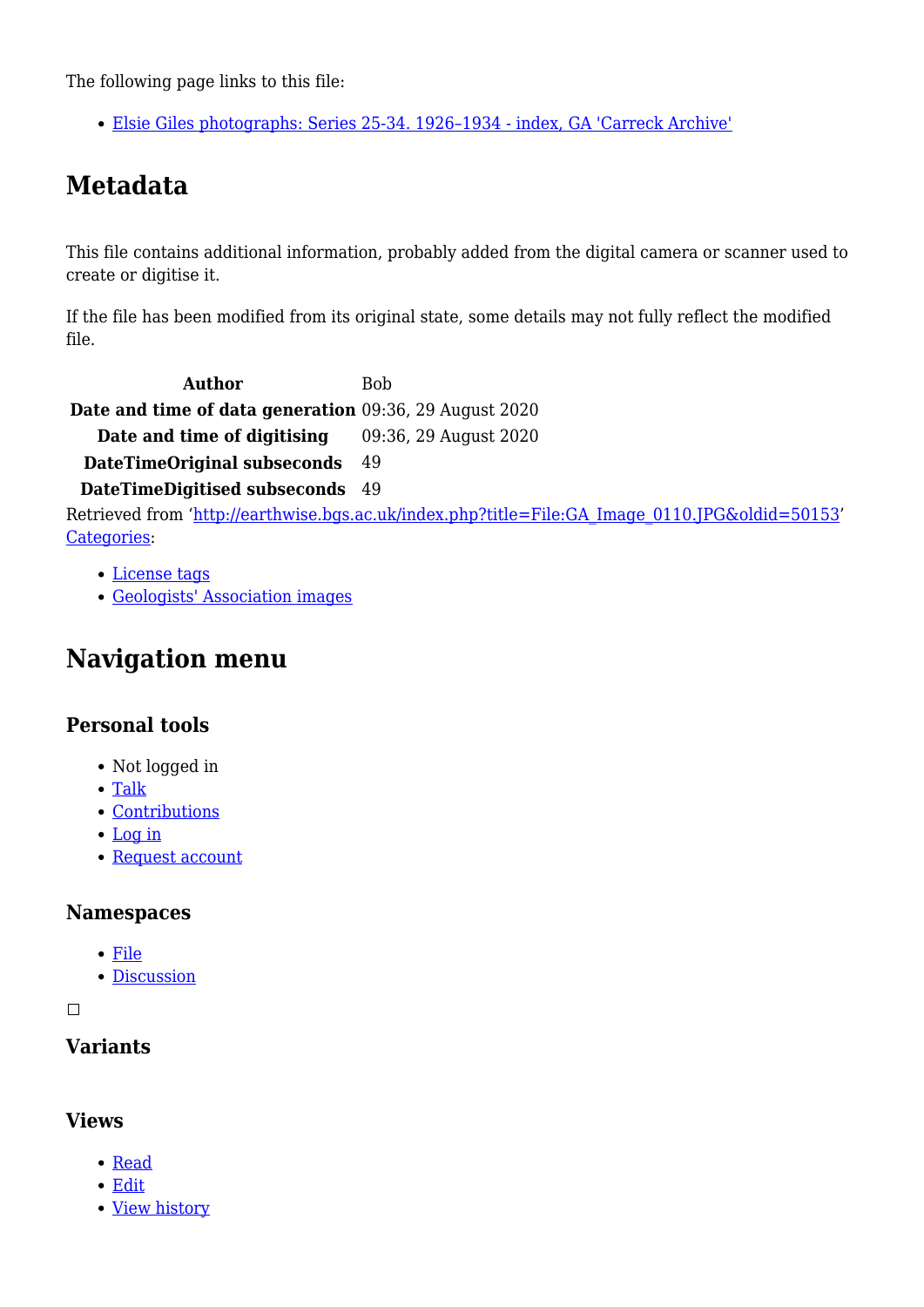The following page links to this file:

- Elsie Giles photographs: Series 25-34. 1926–1934 - index, GA 'Carreck Archive'

## Metadata

This file contains additional information, probably added from the digital camera or scanner used to create or digitise it.

If the file has been modified from its original state, some details may not fully reflect the modified file.

| | |
|---|---|
| **Author** | Bob |
| **Date and time of data generation** | 09:36, 29 August 2020 |
| **Date and time of digitising** | 09:36, 29 August 2020 |
| **DateTimeOriginal subseconds** | 49 |
| **DateTimeDigitised subseconds** | 49 |

Retrieved from 'http://earthwise.bgs.ac.uk/index.php?title=File:GA_Image_0110.JPG&oldid=50153'
Categories:

- License tags
- Geologists' Association images

## Navigation menu

### Personal tools

- Not logged in
- Talk
- Contributions
- Log in
- Request account

### Namespaces

- File
- Discussion

### Variants

### Views

- Read
- Edit
- View history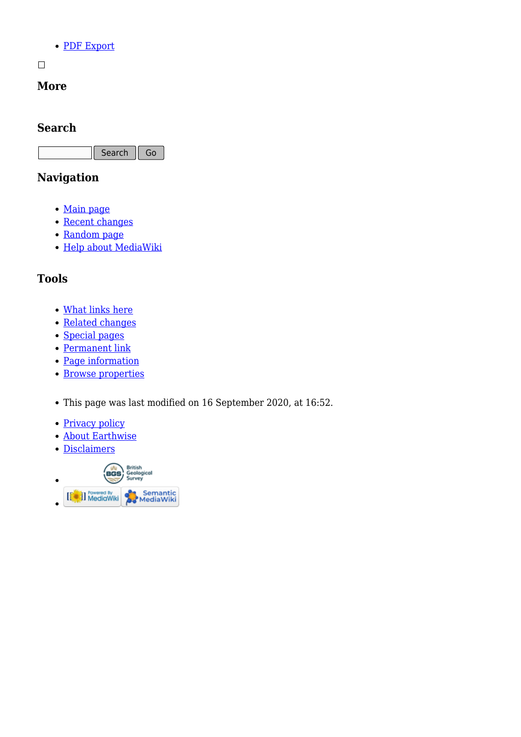- PDF Export

## More

## Search

Search Go

## Navigation

- Main page
- Recent changes
- Random page
- Help about MediaWiki

## Tools

- What links here
- Related changes
- Special pages
- Permanent link
- Page information
- Browse properties

- This page was last modified on 16 September 2020, at 16:52.

- Privacy policy
- About Earthwise
- Disclaimers